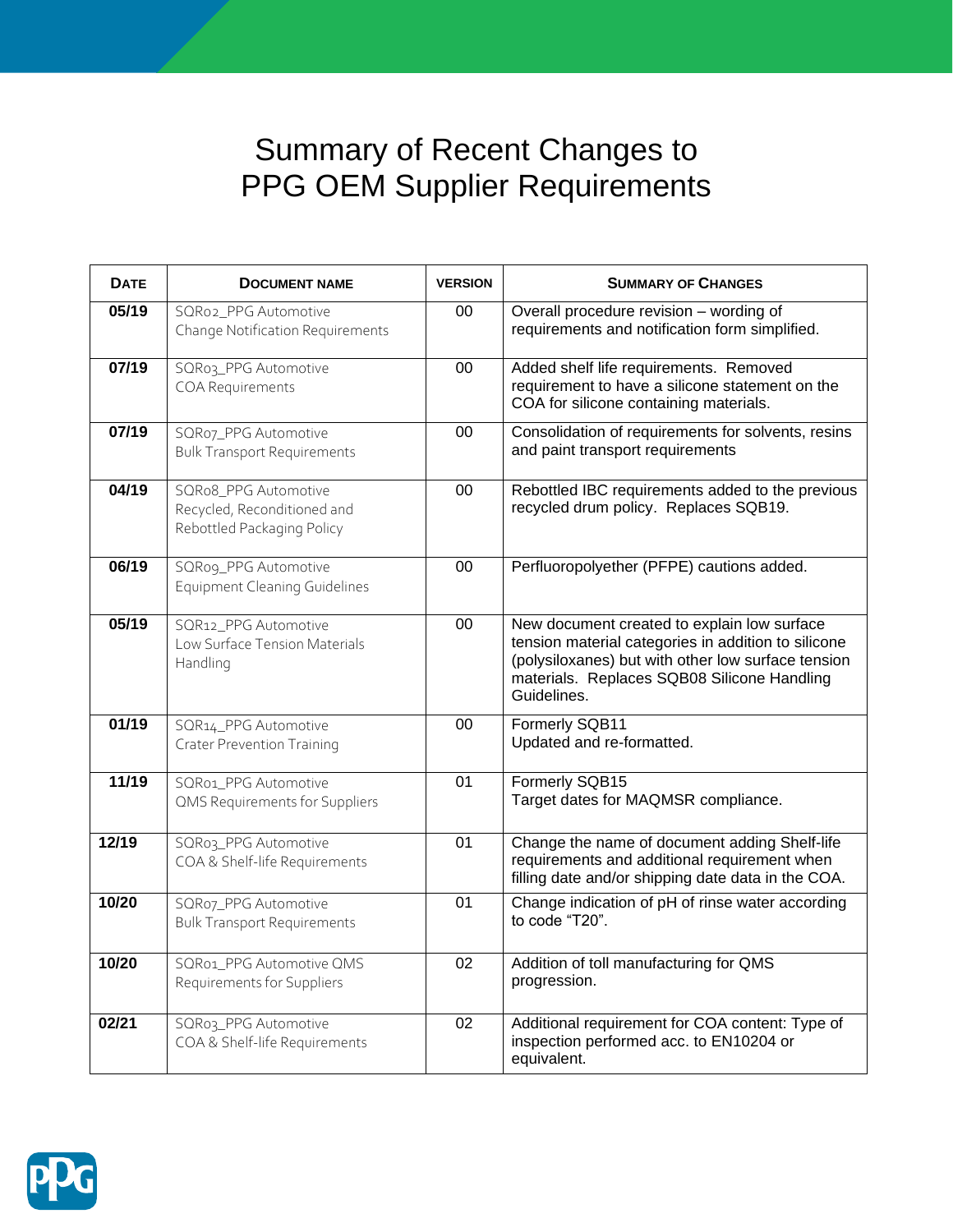# Summary of Recent Changes to PPG OEM Supplier Requirements

| DATE | DOCUMENT NAME | VERSION | SUMMARY OF CHANGES |
|---|---|---|---|
| **05/19** | SQR02_PPG Automotive Change Notification Requirements | 00 | Overall procedure revision – wording of requirements and notification form simplified. |
| **07/19** | SQR03_PPG Automotive COA Requirements | 00 | Added shelf life requirements. Removed requirement to have a silicone statement on the COA for silicone containing materials. |
| **07/19** | SQR07_PPG Automotive Bulk Transport Requirements | 00 | Consolidation of requirements for solvents, resins and paint transport requirements |
| **04/19** | SQR08_PPG Automotive Recycled, Reconditioned and Rebottled Packaging Policy | 00 | Rebottled IBC requirements added to the previous recycled drum policy. Replaces SQB19. |
| **06/19** | SQR09_PPG Automotive Equipment Cleaning Guidelines | 00 | Perfluoropolyether (PFPE) cautions added. |
| **05/19** | SQR12_PPG Automotive Low Surface Tension Materials Handling | 00 | New document created to explain low surface tension material categories in addition to silicone (polysiloxanes) but with other low surface tension materials. Replaces SQB08 Silicone Handling Guidelines. |
| **01/19** | SQR14_PPG Automotive Crater Prevention Training | 00 | Formerly SQB11<br>Updated and re-formatted. |
| **11/19** | SQR01_PPG Automotive QMS Requirements for Suppliers | 01 | Formerly SQB15<br>Target dates for MAQMSR compliance. |
| **12/19** | SQR03_PPG Automotive COA & Shelf-life Requirements | 01 | Change the name of document adding Shelf-life requirements and additional requirement when filling date and/or shipping date data in the COA. |
| **10/20** | SQR07_PPG Automotive Bulk Transport Requirements | 01 | Change indication of pH of rinse water according to code “T20”. |
| **10/20** | SQR01_PPG Automotive QMS Requirements for Suppliers | 02 | Addition of toll manufacturing for QMS progression. |
| **02/21** | SQR03_PPG Automotive COA & Shelf-life Requirements | 02 | Additional requirement for COA content: Type of inspection performed acc. to EN10204 or equivalent. |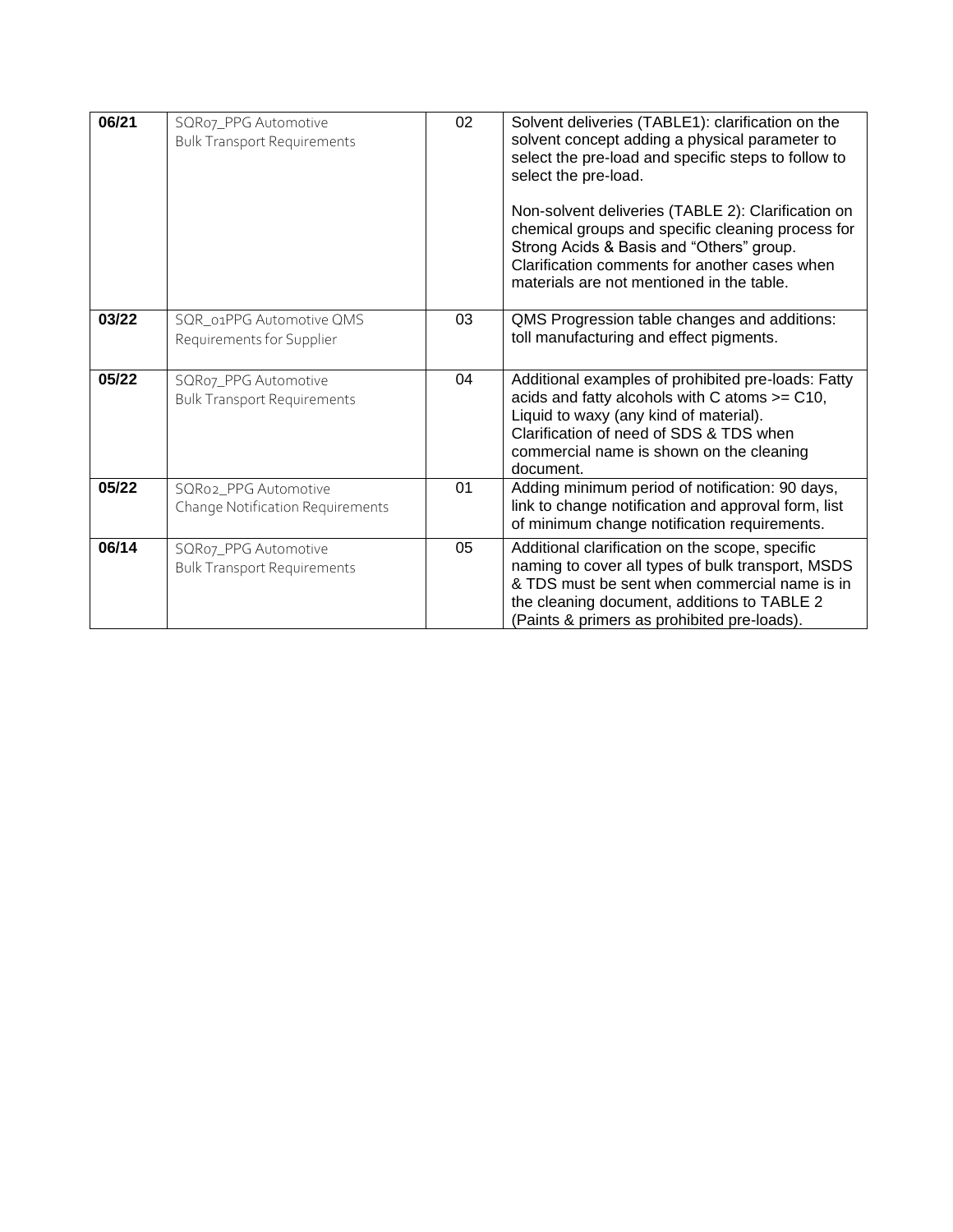| | | | |
|---|---|---|---|
| **06/21** | SQR07_PPG Automotive Bulk Transport Requirements | 02 | Solvent deliveries (TABLE1): clarification on the solvent concept adding a physical parameter to select the pre-load and specific steps to follow to select the pre-load.<br><br>Non-solvent deliveries (TABLE 2): Clarification on chemical groups and specific cleaning process for Strong Acids & Basis and "Others" group. Clarification comments for another cases when materials are not mentioned in the table. |
| **03/22** | SQR_01PPG Automotive QMS Requirements for Supplier | 03 | QMS Progression table changes and additions: toll manufacturing and effect pigments. |
| **05/22** | SQR07_PPG Automotive Bulk Transport Requirements | 04 | Additional examples of prohibited pre-loads: Fatty acids and fatty alcohols with C atoms >= C10, Liquid to waxy (any kind of material). Clarification of need of SDS & TDS when commercial name is shown on the cleaning document. |
| **05/22** | SQR02_PPG Automotive Change Notification Requirements | 01 | Adding minimum period of notification: 90 days, link to change notification and approval form, list of minimum change notification requirements. |
| **06/14** | SQR07_PPG Automotive Bulk Transport Requirements | 05 | Additional clarification on the scope, specific naming to cover all types of bulk transport, MSDS & TDS must be sent when commercial name is in the cleaning document, additions to TABLE 2 (Paints & primers as prohibited pre-loads). |